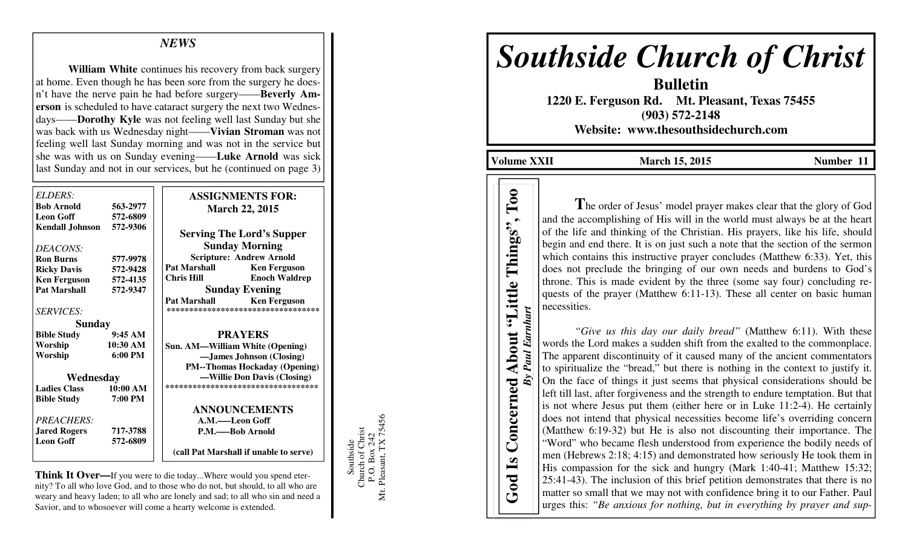## *NEWS*

**William White** continues his recovery from back surgery at home. Even though he has been sore from the surgery he doesn't have the nerve pain he had before surgery——**Beverly Amerson** is scheduled to have cataract surgery the next two Wednesdays——**Dorothy Kyle** was not feeling well last Sunday but she was back with us Wednesday night——**Vivian Stroman** was not feeling well last Sunday morning and was not in the service but she was with us on Sunday evening——**Luke Arnold** was sick last Sunday and not in our services, but he (continued on page 3)

*ELDERS:*

| | |
|---|---|
| **Bob Arnold** | **563-2977** |
| **Leon Goff** | **572-6809** |
| **Kendall Johnson** | **572-9306** |

*DEACONS:*

| | |
|---|---|
| **Ron Burns** | **577-9978** |
| **Ricky Davis** | **572-9428** |
| **Ken Ferguson** | **572-4135** |
| **Pat Marshall** | **572-9347** |

*SERVICES:*

**Sunday**

| | |
|---|---|
| **Bible Study** | **9:45 AM** |
| **Worship** | **10:30 AM** |
| **Worship** | **6:00 PM** |

**Wednesday**

| | |
|---|---|
| **Ladies Class** | **10:00 AM** |
| **Bible Study** | **7:00 PM** |

*PREACHERS:*

| | |
|---|---|
| **Jared Rogers** | **717-3788** |
| **Leon Goff** | **572-6809** |

**ASSIGNMENTS FOR: March 22, 2015**

**Serving The Lord's Supper**

**Sunday Morning**

**Scripture: Andrew Arnold**

| | |
|---|---|
| **Pat Marshall** | **Ken Ferguson** |
| **Chris Hill** | **Enoch Waldrep** |

**Sunday Evening**

| | |
|---|---|
| **Pat Marshall** | **Ken Ferguson** |

**PRAYERS**

**Sun. AM—William White (Opening)**
**—James Johnson (Closing)**
**PM--Thomas Hockaday (Opening)**
**—Willie Don Davis (Closing)**

**ANNOUNCEMENTS**

**A.M.——Leon Goff**
**P.M.——Bob Arnold**

**(call Pat Marshall if unable to serve)**

**Think It Over—**If you were to die today...Where would you spend eternity? To all who love God, and to those who do not, but should, to all who are weary and heavy laden; to all who are lonely and sad; to all who sin and need a Savior, and to whosoever will come a hearty welcome is extended.

Southside
Church of Christ
P.O. Box 242
Mt. Pleasant, TX 75456

# *Southside Church of Christ*

**Bulletin**

**1220 E. Ferguson Rd. Mt. Pleasant, Texas 75455**
**(903) 572-2148**
**Website: www.thesouthsidechurch.com**

**Volume XXII** | **March 15, 2015** | **Number 11**

## God Is Concerned About "Little Things", Too

***By Paul Earnhart***

**T**he order of Jesus' model prayer makes clear that the glory of God and the accomplishing of His will in the world must always be at the heart of the life and thinking of the Christian. His prayers, like his life, should begin and end there. It is on just such a note that the section of the sermon which contains this instructive prayer concludes (Matthew 6:33). Yet, this does not preclude the bringing of our own needs and burdens to God's throne. This is made evident by the three (some say four) concluding requests of the prayer (Matthew 6:11-13). These all center on basic human necessities.

*"Give us this day our daily bread"* (Matthew 6:11). With these words the Lord makes a sudden shift from the exalted to the commonplace. The apparent discontinuity of it caused many of the ancient commentators to spiritualize the "bread," but there is nothing in the context to justify it. On the face of things it just seems that physical considerations should be left till last, after forgiveness and the strength to endure temptation. But that is not where Jesus put them (either here or in Luke 11:2-4). He certainly does not intend that physical necessities become life's overriding concern (Matthew 6:19-32) but He is also not discounting their importance. The "Word" who became flesh understood from experience the bodily needs of men (Hebrews 2:18; 4:15) and demonstrated how seriously He took them in His compassion for the sick and hungry (Mark 1:40-41; Matthew 15:32; 25:41-43). The inclusion of this brief petition demonstrates that there is no matter so small that we may not with confidence bring it to our Father. Paul urges this: *"Be anxious for nothing, but in everything by prayer and sup-*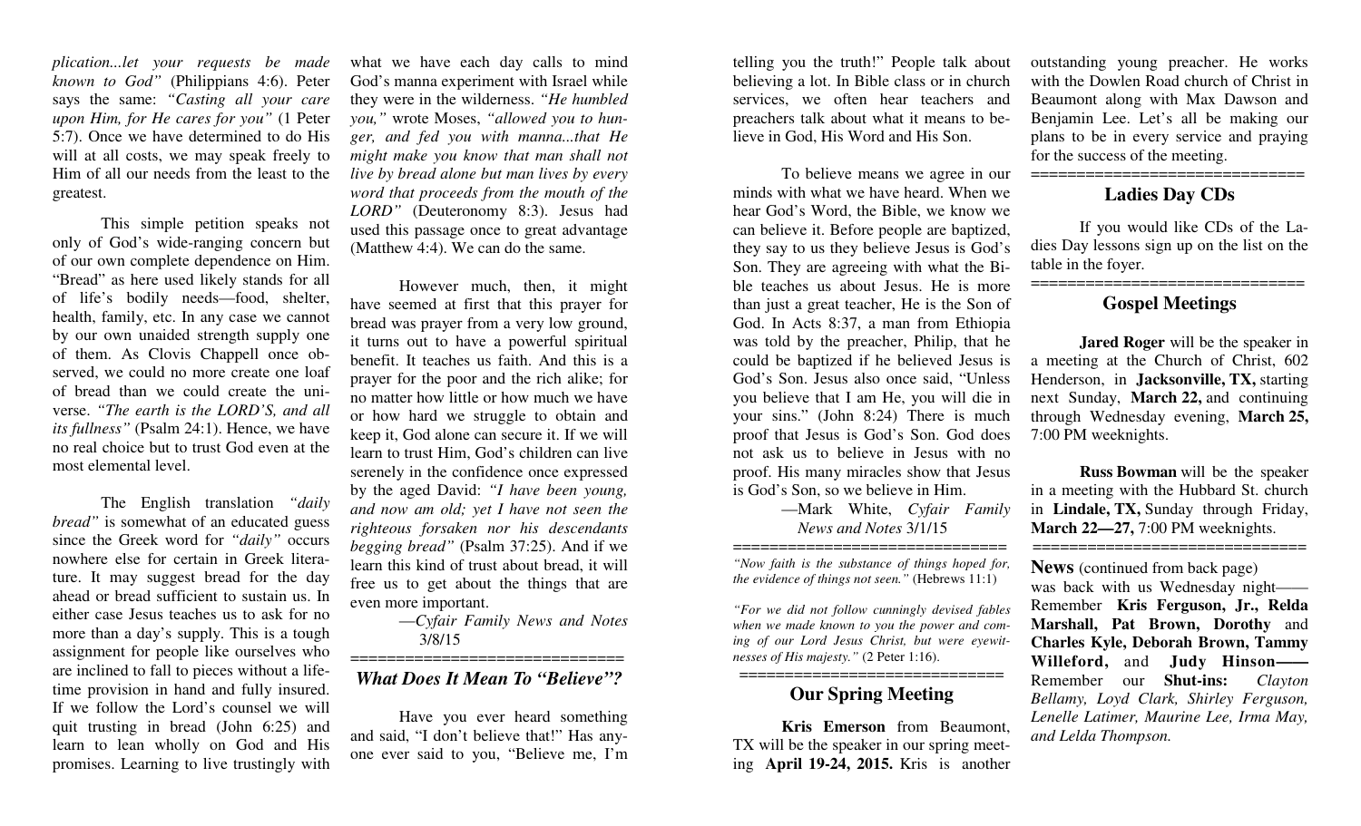*plication...let your requests be made known to God"* (Philippians 4:6). Peter says the same: *"Casting all your care upon Him, for He cares for you"* (1 Peter 5:7). Once we have determined to do His will at all costs, we may speak freely to Him of all our needs from the least to the greatest.

This simple petition speaks not only of God's wide-ranging concern but of our own complete dependence on Him. "Bread" as here used likely stands for all of life's bodily needs—food, shelter, health, family, etc. In any case we cannot by our own unaided strength supply one of them. As Clovis Chappell once observed, we could no more create one loaf of bread than we could create the universe. *"The earth is the LORD'S, and all its fullness"* (Psalm 24:1). Hence, we have no real choice but to trust God even at the most elemental level.

The English translation *"daily bread"* is somewhat of an educated guess since the Greek word for *"daily"* occurs nowhere else for certain in Greek literature. It may suggest bread for the day ahead or bread sufficient to sustain us. In either case Jesus teaches us to ask for no more than a day's supply. This is a tough assignment for people like ourselves who are inclined to fall to pieces without a lifetime provision in hand and fully insured. If we follow the Lord's counsel we will quit trusting in bread (John 6:25) and learn to lean wholly on God and His promises. Learning to live trustingly with what we have each day calls to mind God's manna experiment with Israel while they were in the wilderness. *"He humbled you,"* wrote Moses, *"allowed you to hunger, and fed you with manna...that He might make you know that man shall not live by bread alone but man lives by every word that proceeds from the mouth of the LORD"* (Deuteronomy 8:3). Jesus had used this passage once to great advantage (Matthew 4:4). We can do the same.

However much, then, it might have seemed at first that this prayer for bread was prayer from a very low ground, it turns out to have a powerful spiritual benefit. It teaches us faith. And this is a prayer for the poor and the rich alike; for no matter how little or how much we have or how hard we struggle to obtain and keep it, God alone can secure it. If we will learn to trust Him, God's children can live serenely in the confidence once expressed by the aged David: *"I have been young, and now am old; yet I have not seen the righteous forsaken nor his descendants begging bread"* (Psalm 37:25). And if we learn this kind of trust about bread, it will free us to get about the things that are even more important.

—*Cyfair Family News and Notes* 3/8/15

==============================

## *What Does It Mean To "Believe"?*

Have you ever heard something and said, "I don't believe that!" Has anyone ever said to you, "Believe me, I'm telling you the truth!" People talk about believing a lot. In Bible class or in church services, we often hear teachers and preachers talk about what it means to believe in God, His Word and His Son.

To believe means we agree in our minds with what we have heard. When we hear God's Word, the Bible, we know we can believe it. Before people are baptized, they say to us they believe Jesus is God's Son. They are agreeing with what the Bible teaches us about Jesus. He is more than just a great teacher, He is the Son of God. In Acts 8:37, a man from Ethiopia was told by the preacher, Philip, that he could be baptized if he believed Jesus is God's Son. Jesus also once said, "Unless you believe that I am He, you will die in your sins." (John 8:24) There is much proof that Jesus is God's Son. God does not ask us to believe in Jesus with no proof. His many miracles show that Jesus is God's Son, so we believe in Him.

—Mark White, *Cyfair Family News and Notes* 3/1/15

==============================

*"Now faith is the substance of things hoped for, the evidence of things not seen."* (Hebrews 11:1)

*"For we did not follow cunningly devised fables when we made known to you the power and coming of our Lord Jesus Christ, but were eyewitnesses of His majesty."* (2 Peter 1:16).

==============================

## Our Spring Meeting

**Kris Emerson** from Beaumont, TX will be the speaker in our spring meeting **April 19-24, 2015.** Kris is another outstanding young preacher. He works with the Dowlen Road church of Christ in Beaumont along with Max Dawson and Benjamin Lee. Let's all be making our plans to be in every service and praying for the success of the meeting.

==============================

## Ladies Day CDs

If you would like CDs of the Ladies Day lessons sign up on the list on the table in the foyer.

==============================

## Gospel Meetings

**Jared Roger** will be the speaker in a meeting at the Church of Christ, 602 Henderson, in **Jacksonville, TX,** starting next Sunday, **March 22,** and continuing through Wednesday evening, **March 25,** 7:00 PM weeknights.

**Russ Bowman** will be the speaker in a meeting with the Hubbard St. church in **Lindale, TX,** Sunday through Friday, **March 22—27,** 7:00 PM weeknights.

==============================

**News** (continued from back page)
was back with us Wednesday night—— Remember **Kris Ferguson, Jr., Relda Marshall, Pat Brown, Dorothy** and **Charles Kyle, Deborah Brown, Tammy Willeford,** and **Judy Hinson——** Remember our **Shut-ins:** *Clayton Bellamy, Loyd Clark, Shirley Ferguson, Lenelle Latimer, Maurine Lee, Irma May, and Lelda Thompson.*